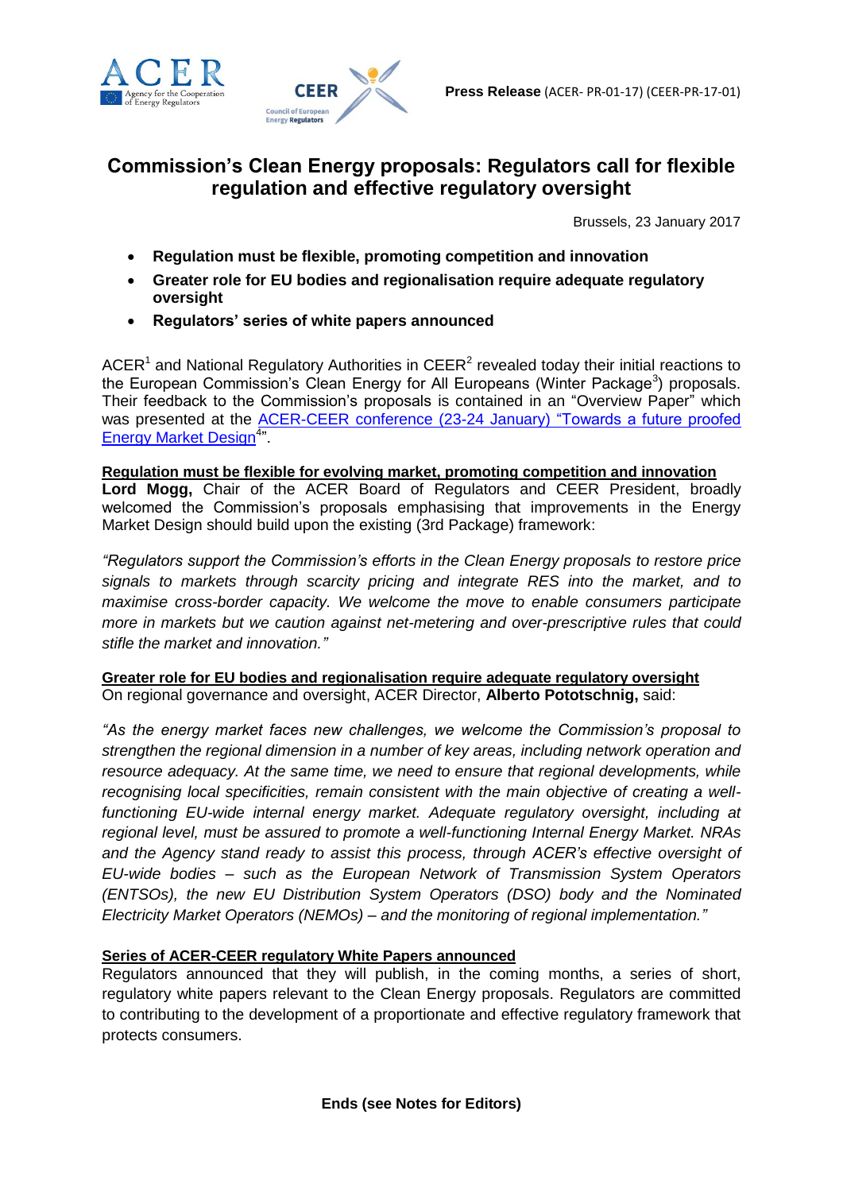**Press Release** (ACER- PR-01-17) (CEER-PR-17-01)

# Commission's Clean Energy proposals: Regulators call for flexible regulation and effective regulatory oversight

Brussels, 23 January 2017

- **Regulation must be flexible, promoting competition and innovation**
- **Greater role for EU bodies and regionalisation require adequate regulatory oversight**
- **Regulators' series of white papers announced**

ACER[1] and National Regulatory Authorities in CEER[2] revealed today their initial reactions to the European Commission's Clean Energy for All Europeans (Winter Package[3]) proposals. Their feedback to the Commission's proposals is contained in an "Overview Paper" which was presented at the ACER-CEER conference (23-24 January) "Towards a future proofed Energy Market Design[4]".

**Regulation must be flexible for evolving market, promoting competition and innovation**

**Lord Mogg,** Chair of the ACER Board of Regulators and CEER President, broadly welcomed the Commission's proposals emphasising that improvements in the Energy Market Design should build upon the existing (3rd Package) framework:

*"Regulators support the Commission's efforts in the Clean Energy proposals to restore price signals to markets through scarcity pricing and integrate RES into the market, and to maximise cross-border capacity. We welcome the move to enable consumers participate more in markets but we caution against net-metering and over-prescriptive rules that could stifle the market and innovation."*

**Greater role for EU bodies and regionalisation require adequate regulatory oversight**

On regional governance and oversight, ACER Director, **Alberto Pototschnig,** said:

*"As the energy market faces new challenges, we welcome the Commission's proposal to strengthen the regional dimension in a number of key areas, including network operation and resource adequacy. At the same time, we need to ensure that regional developments, while recognising local specificities, remain consistent with the main objective of creating a well-functioning EU-wide internal energy market. Adequate regulatory oversight, including at regional level, must be assured to promote a well-functioning Internal Energy Market. NRAs and the Agency stand ready to assist this process, through ACER's effective oversight of EU-wide bodies – such as the European Network of Transmission System Operators (ENTSOs), the new EU Distribution System Operators (DSO) body and the Nominated Electricity Market Operators (NEMOs) – and the monitoring of regional implementation."*

**Series of ACER-CEER regulatory White Papers announced**

Regulators announced that they will publish, in the coming months, a series of short, regulatory white papers relevant to the Clean Energy proposals. Regulators are committed to contributing to the development of a proportionate and effective regulatory framework that protects consumers.

**Ends (see Notes for Editors)**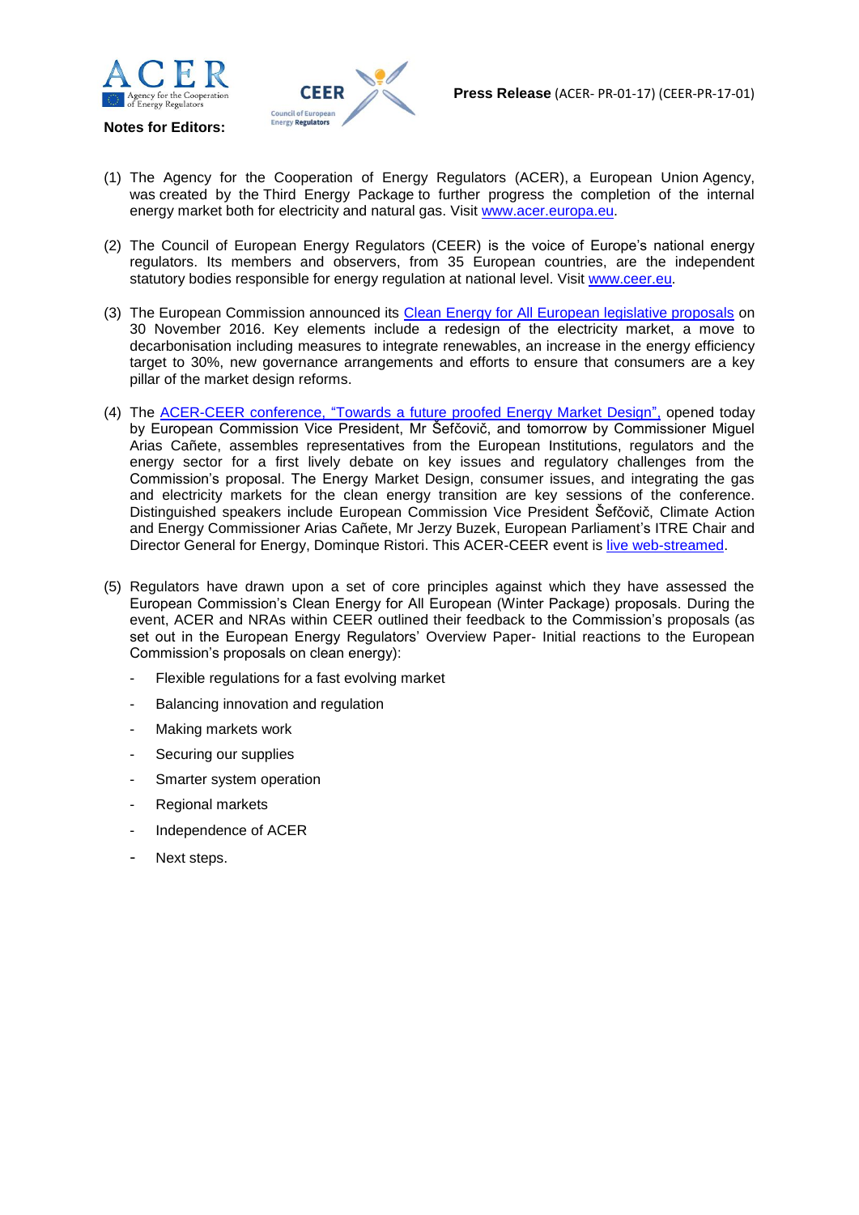Press Release (ACER- PR-01-17) (CEER-PR-17-01)

**Notes for Editors:**

(1) The Agency for the Cooperation of Energy Regulators (ACER), a European Union Agency, was created by the Third Energy Package to further progress the completion of the internal energy market both for electricity and natural gas. Visit www.acer.europa.eu.

(2) The Council of European Energy Regulators (CEER) is the voice of Europe's national energy regulators. Its members and observers, from 35 European countries, are the independent statutory bodies responsible for energy regulation at national level. Visit www.ceer.eu.

(3) The European Commission announced its Clean Energy for All European legislative proposals on 30 November 2016. Key elements include a redesign of the electricity market, a move to decarbonisation including measures to integrate renewables, an increase in the energy efficiency target to 30%, new governance arrangements and efforts to ensure that consumers are a key pillar of the market design reforms.

(4) The ACER-CEER conference, "Towards a future proofed Energy Market Design", opened today by European Commission Vice President, Mr Šefčovič, and tomorrow by Commissioner Miguel Arias Cañete, assembles representatives from the European Institutions, regulators and the energy sector for a first lively debate on key issues and regulatory challenges from the Commission's proposal. The Energy Market Design, consumer issues, and integrating the gas and electricity markets for the clean energy transition are key sessions of the conference. Distinguished speakers include European Commission Vice President Šefčovič, Climate Action and Energy Commissioner Arias Cañete, Mr Jerzy Buzek, European Parliament's ITRE Chair and Director General for Energy, Dominque Ristori. This ACER-CEER event is live web-streamed.

(5) Regulators have drawn upon a set of core principles against which they have assessed the European Commission's Clean Energy for All European (Winter Package) proposals. During the event, ACER and NRAs within CEER outlined their feedback to the Commission's proposals (as set out in the European Energy Regulators' Overview Paper- Initial reactions to the European Commission's proposals on clean energy):

- Flexible regulations for a fast evolving market
- Balancing innovation and regulation
- Making markets work
- Securing our supplies
- Smarter system operation
- Regional markets
- Independence of ACER
- Next steps.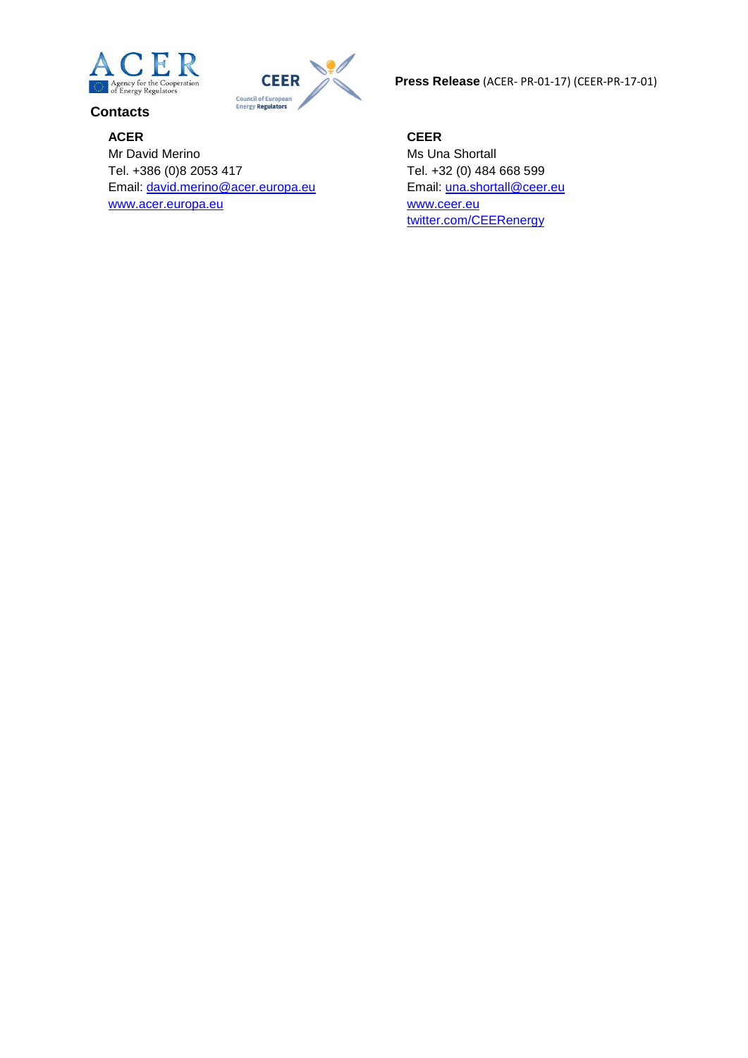**Press Release** (ACER- PR-01-17) (CEER-PR-17-01)

**Contacts**

**ACER**
Mr David Merino
Tel. +386 (0)8 2053 417
Email: david.merino@acer.europa.eu
www.acer.europa.eu

**CEER**
Ms Una Shortall
Tel. +32 (0) 484 668 599
Email: una.shortall@ceer.eu
www.ceer.eu
twitter.com/CEERenergy